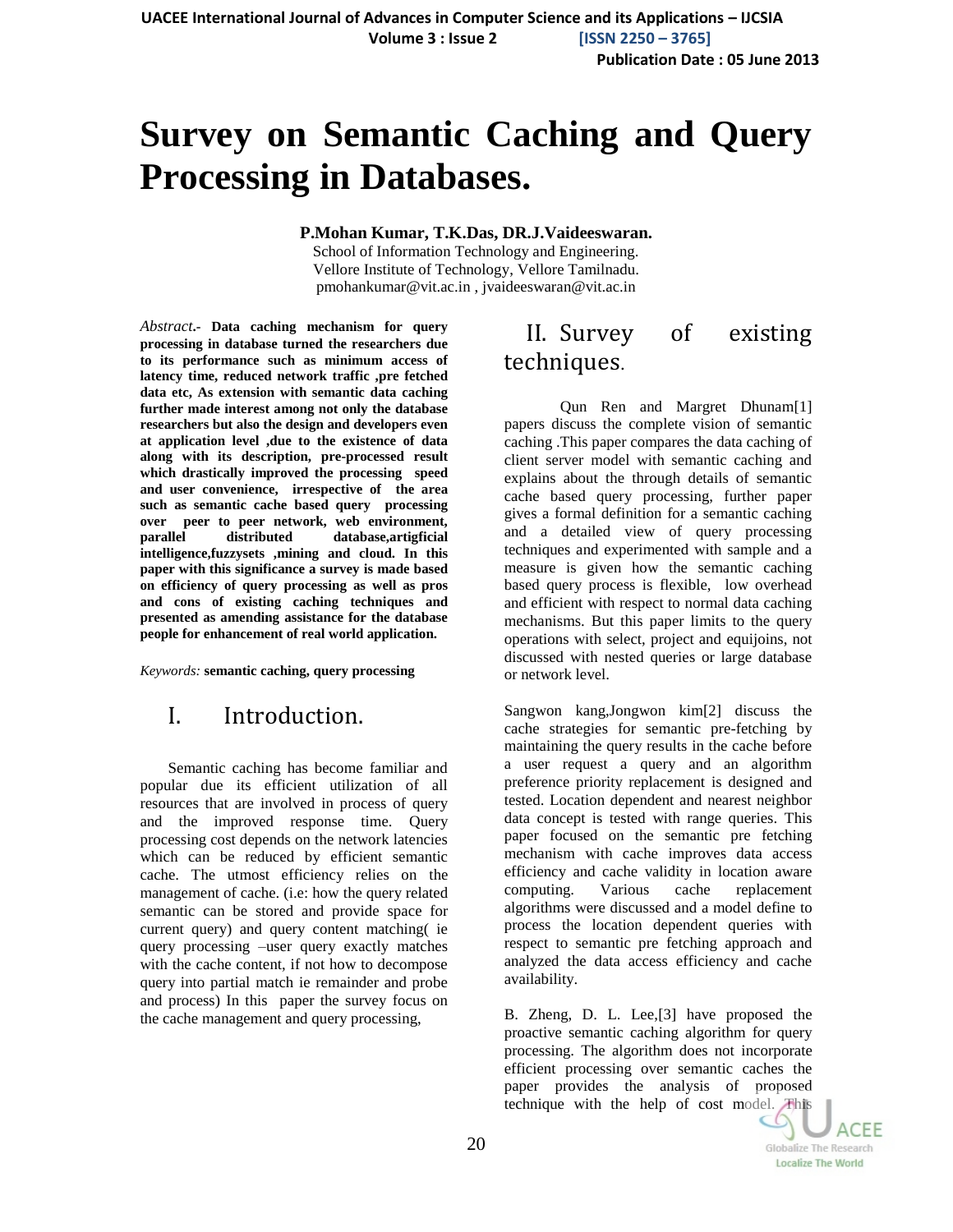# Survey on Semantic Caching and Query Processing in Databases.

**P.Mohan Kumar, T.K.Das, DR.J.Vaideeswaran.**

School of Information Technology and Engineering.
Vellore Institute of Technology, Vellore Tamilnadu.
pmohankumar@vit.ac.in , jvaideeswaran@vit.ac.in

*Abstract*.- **Data caching mechanism for query processing in database turned the researchers due to its performance such as minimum access of latency time, reduced network traffic ,pre fetched data etc, As extension with semantic data caching further made interest among not only the database researchers but also the design and developers even at application level ,due to the existence of data along with its description, pre-processed result which drastically improved the processing speed and user convenience, irrespective of the area such as semantic cache based query processing over peer to peer network, web environment, parallel distributed database,artigficial intelligence,fuzzysets ,mining and cloud. In this paper with this significance a survey is made based on efficiency of query processing as well as pros and cons of existing caching techniques and presented as amending assistance for the database people for enhancement of real world application.**

*Keywords:* **semantic caching, query processing**

## I. Introduction.

Semantic caching has become familiar and popular due its efficient utilization of all resources that are involved in process of query and the improved response time. Query processing cost depends on the network latencies which can be reduced by efficient semantic cache. The utmost efficiency relies on the management of cache. (i.e: how the query related semantic can be stored and provide space for current query) and query content matching( ie query processing –user query exactly matches with the cache content, if not how to decompose query into partial match ie remainder and probe and process) In this paper the survey focus on the cache management and query processing,

## II. Survey of existing techniques.

Qun Ren and Margret Dhunam[1] papers discuss the complete vision of semantic caching .This paper compares the data caching of client server model with semantic caching and explains about the through details of semantic cache based query processing, further paper gives a formal definition for a semantic caching and a detailed view of query processing techniques and experimented with sample and a measure is given how the semantic caching based query process is flexible, low overhead and efficient with respect to normal data caching mechanisms. But this paper limits to the query operations with select, project and equijoins, not discussed with nested queries or large database or network level.

Sangwon kang,Jongwon kim[2] discuss the cache strategies for semantic pre-fetching by maintaining the query results in the cache before a user request a query and an algorithm preference priority replacement is designed and tested. Location dependent and nearest neighbor data concept is tested with range queries. This paper focused on the semantic pre fetching mechanism with cache improves data access efficiency and cache validity in location aware computing. Various cache replacement algorithms were discussed and a model define to process the location dependent queries with respect to semantic pre fetching approach and analyzed the data access efficiency and cache availability.

B. Zheng, D. L. Lee,[3] have proposed the proactive semantic caching algorithm for query processing. The algorithm does not incorporate efficient processing over semantic caches the paper provides the analysis of proposed technique with the help of cost model. This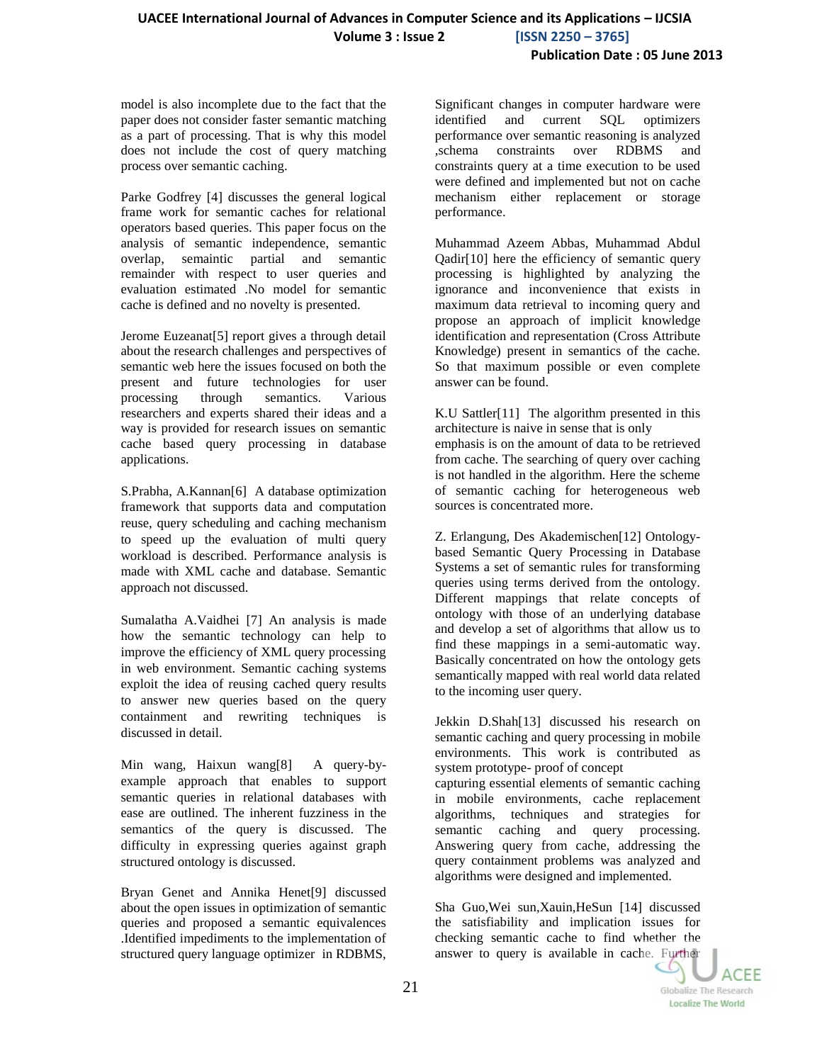model is also incomplete due to the fact that the paper does not consider faster semantic matching as a part of processing. That is why this model does not include the cost of query matching process over semantic caching.

Parke Godfrey [4] discusses the general logical frame work for semantic caches for relational operators based queries. This paper focus on the analysis of semantic independence, semantic overlap, semaintic partial and semantic remainder with respect to user queries and evaluation estimated .No model for semantic cache is defined and no novelty is presented.

Jerome Euzeanat[5] report gives a through detail about the research challenges and perspectives of semantic web here the issues focused on both the present and future technologies for user processing through semantics. Various researchers and experts shared their ideas and a way is provided for research issues on semantic cache based query processing in database applications.

S.Prabha, A.Kannan[6] A database optimization framework that supports data and computation reuse, query scheduling and caching mechanism to speed up the evaluation of multi query workload is described. Performance analysis is made with XML cache and database. Semantic approach not discussed.

Sumalatha A.Vaidhei [7] An analysis is made how the semantic technology can help to improve the efficiency of XML query processing in web environment. Semantic caching systems exploit the idea of reusing cached query results to answer new queries based on the query containment and rewriting techniques is discussed in detail.

Min wang, Haixun wang[8] A query-by-example approach that enables to support semantic queries in relational databases with ease are outlined. The inherent fuzziness in the semantics of the query is discussed. The difficulty in expressing queries against graph structured ontology is discussed.

Bryan Genet and Annika Henet[9] discussed about the open issues in optimization of semantic queries and proposed a semantic equivalences .Identified impediments to the implementation of structured query language optimizer in RDBMS, Significant changes in computer hardware were identified and current SQL optimizers performance over semantic reasoning is analyzed ,schema constraints over RDBMS and constraints query at a time execution to be used were defined and implemented but not on cache mechanism either replacement or storage performance.

Muhammad Azeem Abbas, Muhammad Abdul Qadir[10] here the efficiency of semantic query processing is highlighted by analyzing the ignorance and inconvenience that exists in maximum data retrieval to incoming query and propose an approach of implicit knowledge identification and representation (Cross Attribute Knowledge) present in semantics of the cache. So that maximum possible or even complete answer can be found.

K.U Sattler[11] The algorithm presented in this architecture is naive in sense that is only emphasis is on the amount of data to be retrieved from cache. The searching of query over caching is not handled in the algorithm. Here the scheme of semantic caching for heterogeneous web sources is concentrated more.

Z. Erlangung, Des Akademischen[12] Ontology-based Semantic Query Processing in Database Systems a set of semantic rules for transforming queries using terms derived from the ontology. Different mappings that relate concepts of ontology with those of an underlying database and develop a set of algorithms that allow us to find these mappings in a semi-automatic way. Basically concentrated on how the ontology gets semantically mapped with real world data related to the incoming user query.

Jekkin D.Shah[13] discussed his research on semantic caching and query processing in mobile environments. This work is contributed as system prototype- proof of concept capturing essential elements of semantic caching in mobile environments, cache replacement algorithms, techniques and strategies for semantic caching and query processing. Answering query from cache, addressing the query containment problems was analyzed and algorithms were designed and implemented.

Sha Guo,Wei sun,Xauin,HeSun [14] discussed the satisfiability and implication issues for checking semantic cache to find whether the answer to query is available in cache. Further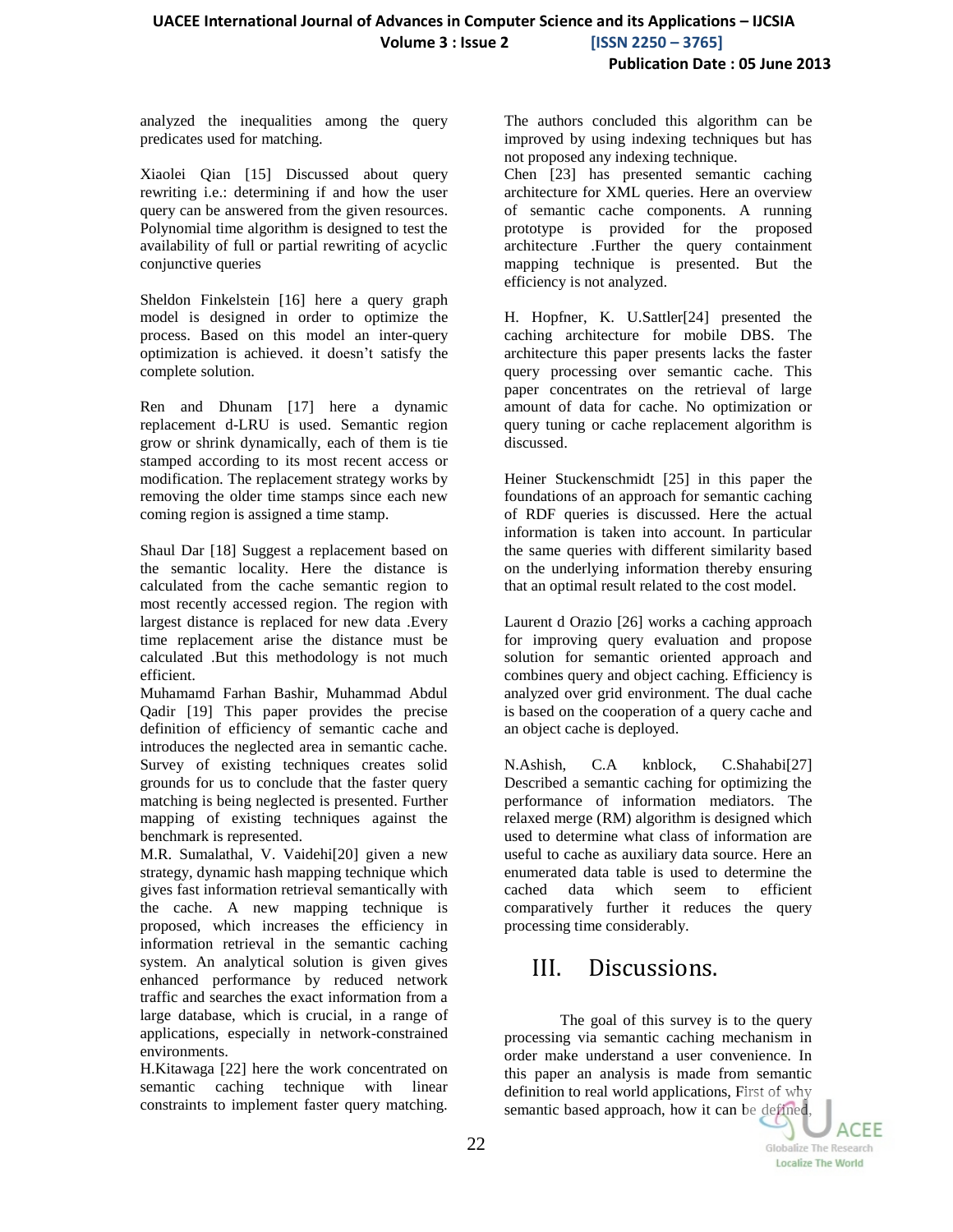analyzed the inequalities among the query predicates used for matching.

Xiaolei Qian [15] Discussed about query rewriting i.e.: determining if and how the user query can be answered from the given resources. Polynomial time algorithm is designed to test the availability of full or partial rewriting of acyclic conjunctive queries

Sheldon Finkelstein [16] here a query graph model is designed in order to optimize the process. Based on this model an inter-query optimization is achieved. it doesn't satisfy the complete solution.

Ren and Dhunam [17] here a dynamic replacement d-LRU is used. Semantic region grow or shrink dynamically, each of them is tie stamped according to its most recent access or modification. The replacement strategy works by removing the older time stamps since each new coming region is assigned a time stamp.

Shaul Dar [18] Suggest a replacement based on the semantic locality. Here the distance is calculated from the cache semantic region to most recently accessed region. The region with largest distance is replaced for new data .Every time replacement arise the distance must be calculated .But this methodology is not much efficient.

Muhamamd Farhan Bashir, Muhammad Abdul Qadir [19] This paper provides the precise definition of efficiency of semantic cache and introduces the neglected area in semantic cache. Survey of existing techniques creates solid grounds for us to conclude that the faster query matching is being neglected is presented. Further mapping of existing techniques against the benchmark is represented.

M.R. Sumalathal, V. Vaidehi[20] given a new strategy, dynamic hash mapping technique which gives fast information retrieval semantically with the cache. A new mapping technique is proposed, which increases the efficiency in information retrieval in the semantic caching system. An analytical solution is given gives enhanced performance by reduced network traffic and searches the exact information from a large database, which is crucial, in a range of applications, especially in network-constrained environments.

H.Kitawaga [22] here the work concentrated on semantic caching technique with linear constraints to implement faster query matching. The authors concluded this algorithm can be improved by using indexing techniques but has not proposed any indexing technique.

Chen [23] has presented semantic caching architecture for XML queries. Here an overview of semantic cache components. A running prototype is provided for the proposed architecture .Further the query containment mapping technique is presented. But the efficiency is not analyzed.

H. Hopfner, K. U.Sattler[24] presented the caching architecture for mobile DBS. The architecture this paper presents lacks the faster query processing over semantic cache. This paper concentrates on the retrieval of large amount of data for cache. No optimization or query tuning or cache replacement algorithm is discussed.

Heiner Stuckenschmidt [25] in this paper the foundations of an approach for semantic caching of RDF queries is discussed. Here the actual information is taken into account. In particular the same queries with different similarity based on the underlying information thereby ensuring that an optimal result related to the cost model.

Laurent d Orazio [26] works a caching approach for improving query evaluation and propose solution for semantic oriented approach and combines query and object caching. Efficiency is analyzed over grid environment. The dual cache is based on the cooperation of a query cache and an object cache is deployed.

N.Ashish, C.A knblock, C.Shahabi[27] Described a semantic caching for optimizing the performance of information mediators. The relaxed merge (RM) algorithm is designed which used to determine what class of information are useful to cache as auxiliary data source. Here an enumerated data table is used to determine the cached data which seem to efficient comparatively further it reduces the query processing time considerably.

# III. Discussions.

The goal of this survey is to the query processing via semantic caching mechanism in order make understand a user convenience. In this paper an analysis is made from semantic definition to real world applications, First of why semantic based approach, how it can be defined,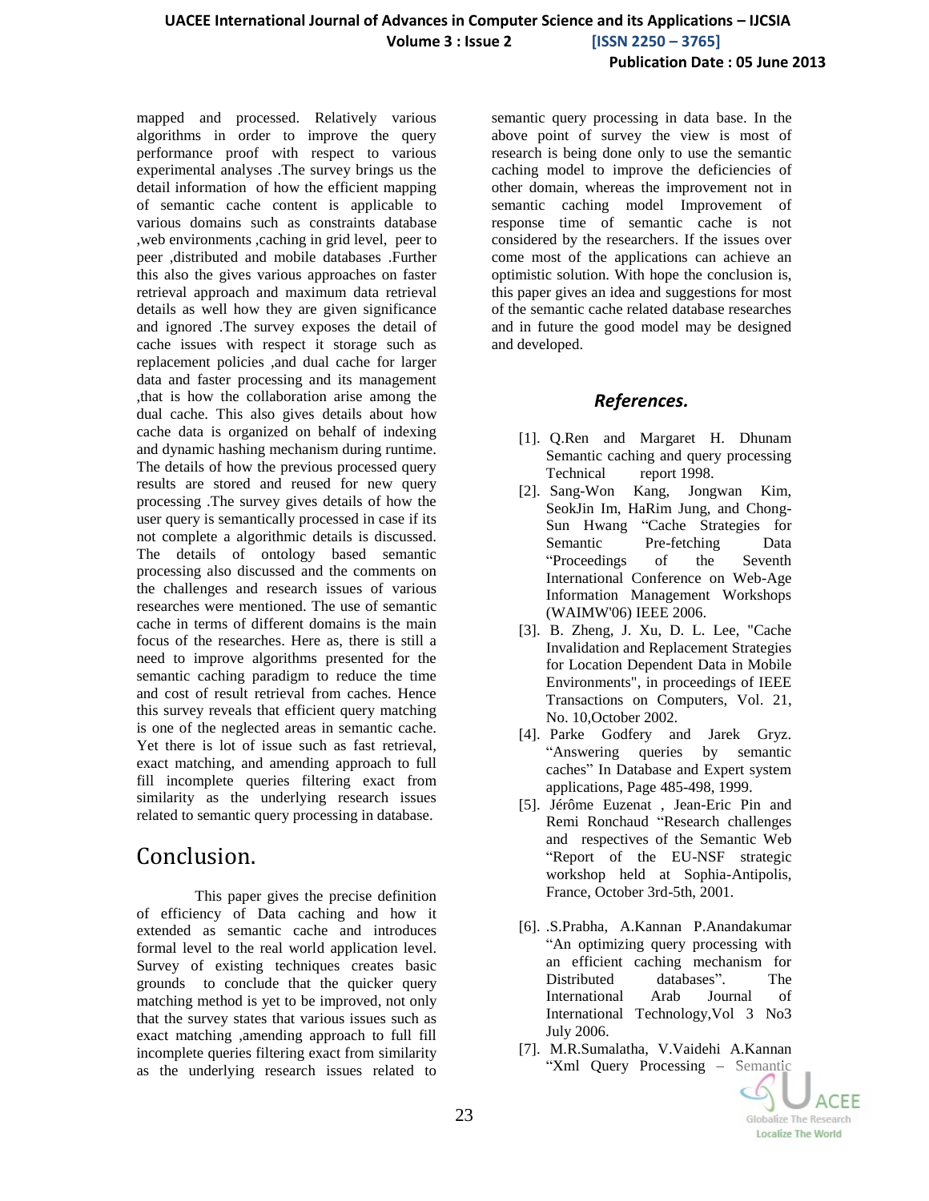mapped and processed. Relatively various algorithms in order to improve the query performance proof with respect to various experimental analyses .The survey brings us the detail information of how the efficient mapping of semantic cache content is applicable to various domains such as constraints database ,web environments ,caching in grid level, peer to peer ,distributed and mobile databases .Further this also the gives various approaches on faster retrieval approach and maximum data retrieval details as well how they are given significance and ignored .The survey exposes the detail of cache issues with respect it storage such as replacement policies ,and dual cache for larger data and faster processing and its management ,that is how the collaboration arise among the dual cache. This also gives details about how cache data is organized on behalf of indexing and dynamic hashing mechanism during runtime. The details of how the previous processed query results are stored and reused for new query processing .The survey gives details of how the user query is semantically processed in case if its not complete a algorithmic details is discussed. The details of ontology based semantic processing also discussed and the comments on the challenges and research issues of various researches were mentioned. The use of semantic cache in terms of different domains is the main focus of the researches. Here as, there is still a need to improve algorithms presented for the semantic caching paradigm to reduce the time and cost of result retrieval from caches. Hence this survey reveals that efficient query matching is one of the neglected areas in semantic cache. Yet there is lot of issue such as fast retrieval, exact matching, and amending approach to full fill incomplete queries filtering exact from similarity as the underlying research issues related to semantic query processing in database.

## Conclusion.

This paper gives the precise definition of efficiency of Data caching and how it extended as semantic cache and introduces formal level to the real world application level. Survey of existing techniques creates basic grounds to conclude that the quicker query matching method is yet to be improved, not only that the survey states that various issues such as exact matching ,amending approach to full fill incomplete queries filtering exact from similarity as the underlying research issues related to semantic query processing in data base. In the above point of survey the view is most of research is being done only to use the semantic caching model to improve the deficiencies of other domain, whereas the improvement not in semantic caching model Improvement of response time of semantic cache is not considered by the researchers. If the issues over come most of the applications can achieve an optimistic solution. With hope the conclusion is, this paper gives an idea and suggestions for most of the semantic cache related database researches and in future the good model may be designed and developed.

### *References.*

[1]. Q.Ren and Margaret H. Dhunam Semantic caching and query processing Technical report 1998.

[2]. Sang-Won Kang, Jongwan Kim, SeokJin Im, HaRim Jung, and Chong-Sun Hwang "Cache Strategies for Semantic Pre-fetching Data "Proceedings of the Seventh International Conference on Web-Age Information Management Workshops (WAIMW'06) IEEE 2006.

[3]. B. Zheng, J. Xu, D. L. Lee, "Cache Invalidation and Replacement Strategies for Location Dependent Data in Mobile Environments", in proceedings of IEEE Transactions on Computers, Vol. 21, No. 10,October 2002.

[4]. Parke Godfery and Jarek Gryz. "Answering queries by semantic caches" In Database and Expert system applications, Page 485-498, 1999.

[5]. Jérôme Euzenat , Jean-Eric Pin and Remi Ronchaud "Research challenges and respectives of the Semantic Web "Report of the EU-NSF strategic workshop held at Sophia-Antipolis, France, October 3rd-5th, 2001.

[6]. .S.Prabha, A.Kannan P.Anandakumar "An optimizing query processing with an efficient caching mechanism for Distributed databases". The International Arab Journal of International Technology,Vol 3 No3 July 2006.

[7]. M.R.Sumalatha, V.Vaidehi A.Kannan "Xml Query Processing – Semantic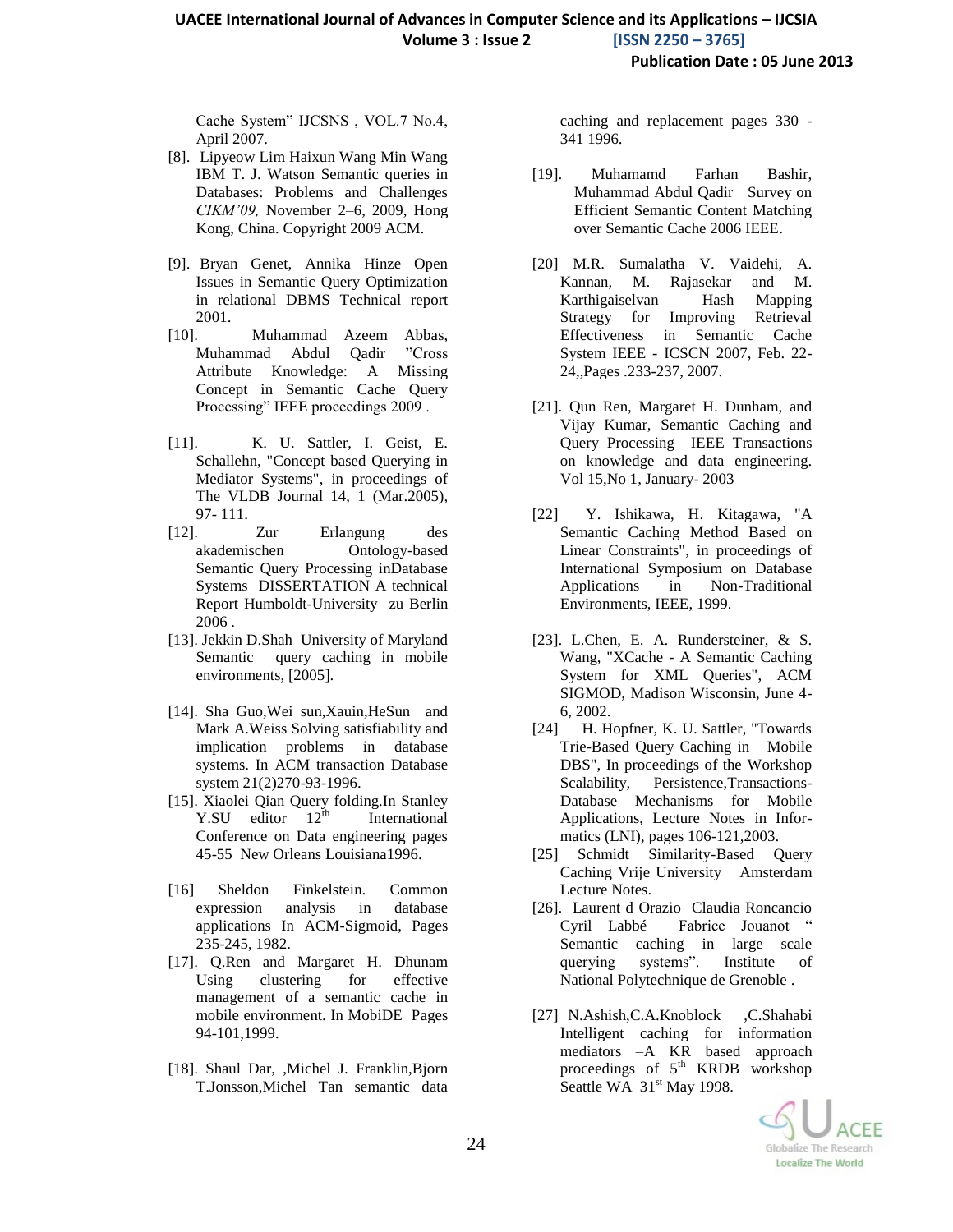Cache System" IJCSNS , VOL.7 No.4, April 2007.

[8]. Lipyeow Lim Haixun Wang Min Wang IBM T. J. Watson Semantic queries in Databases: Problems and Challenges *CIKM'09,* November 2–6, 2009, Hong Kong, China. Copyright 2009 ACM.

[9]. Bryan Genet, Annika Hinze Open Issues in Semantic Query Optimization in relational DBMS Technical report 2001.

[10]. Muhammad Azeem Abbas, Muhammad Abdul Qadir "Cross Attribute Knowledge: A Missing Concept in Semantic Cache Query Processing" IEEE proceedings 2009 .

[11]. K. U. Sattler, I. Geist, E. Schallehn, "Concept based Querying in Mediator Systems", in proceedings of The VLDB Journal 14, 1 (Mar.2005), 97- 111.

[12]. Zur Erlangung des akademischen Ontology-based Semantic Query Processing inDatabase Systems DISSERTATION A technical Report Humboldt-University zu Berlin 2006 .

[13]. Jekkin D.Shah University of Maryland Semantic query caching in mobile environments, [2005].

[14]. Sha Guo,Wei sun,Xauin,HeSun and Mark A.Weiss Solving satisfiability and implication problems in database systems. In ACM transaction Database system 21(2)270-93-1996.

[15]. Xiaolei Qian Query folding.In Stanley Y.SU editor 12th International Conference on Data engineering pages 45-55 New Orleans Louisiana1996.

[16] Sheldon Finkelstein. Common expression analysis in database applications In ACM-Sigmoid, Pages 235-245, 1982.

[17]. Q.Ren and Margaret H. Dhunam Using clustering for effective management of a semantic cache in mobile environment. In MobiDE Pages 94-101,1999.

[18]. Shaul Dar, ,Michel J. Franklin,Bjorn T.Jonsson,Michel Tan semantic data caching and replacement pages 330 - 341 1996.

[19]. Muhamamd Farhan Bashir, Muhammad Abdul Qadir Survey on Efficient Semantic Content Matching over Semantic Cache 2006 IEEE.

[20] M.R. Sumalatha V. Vaidehi, A. Kannan, M. Rajasekar and M. Karthigaiselvan Hash Mapping Strategy for Improving Retrieval Effectiveness in Semantic Cache System IEEE - ICSCN 2007, Feb. 22-24,,Pages .233-237, 2007.

[21]. Qun Ren, Margaret H. Dunham, and Vijay Kumar, Semantic Caching and Query Processing IEEE Transactions on knowledge and data engineering. Vol 15,No 1, January- 2003

[22] Y. Ishikawa, H. Kitagawa, "A Semantic Caching Method Based on Linear Constraints", in proceedings of International Symposium on Database Applications in Non-Traditional Environments, IEEE, 1999.

[23]. L.Chen, E. A. Rundersteiner, & S. Wang, "XCache - A Semantic Caching System for XML Queries", ACM SIGMOD, Madison Wisconsin, June 4-6, 2002.

[24] H. Hopfner, K. U. Sattler, "Towards Trie-Based Query Caching in Mobile DBS", In proceedings of the Workshop Scalability, Persistence,Transactions-Database Mechanisms for Mobile Applications, Lecture Notes in Informatics (LNI), pages 106-121,2003.

[25] Schmidt Similarity-Based Query Caching Vrije University Amsterdam Lecture Notes.

[26]. Laurent d Orazio Claudia Roncancio Cyril Labbé Fabrice Jouanot " Semantic caching in large scale querying systems". Institute of National Polytechnique de Grenoble .

[27] N.Ashish,C.A.Knoblock ,C.Shahabi Intelligent caching for information mediators –A KR based approach proceedings of 5th KRDB workshop Seattle WA 31st May 1998.